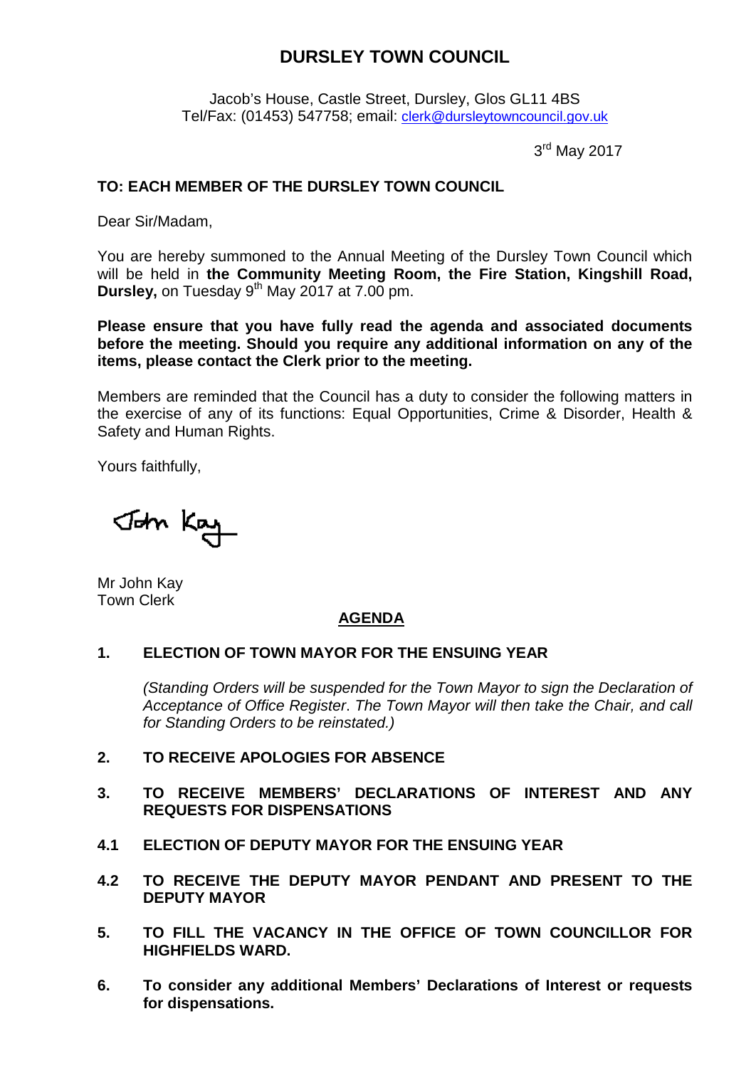# DURSLEY TOWN COUNCIL

Jacob's House, Castle Street, Dursley, Glos GL11 4BS
Tel/Fax: (01453) 547758; email: clerk@dursleytowncouncil.gov.uk

3rd May 2017

**TO: EACH MEMBER OF THE DURSLEY TOWN COUNCIL**

Dear Sir/Madam,

You are hereby summoned to the Annual Meeting of the Dursley Town Council which will be held in **the Community Meeting Room, the Fire Station, Kingshill Road, Dursley,** on Tuesday 9th May 2017 at 7.00 pm.

**Please ensure that you have fully read the agenda and associated documents before the meeting. Should you require any additional information on any of the items, please contact the Clerk prior to the meeting.**

Members are reminded that the Council has a duty to consider the following matters in the exercise of any of its functions: Equal Opportunities, Crime & Disorder, Health & Safety and Human Rights.

Yours faithfully,

John Kay

Mr John Kay
Town Clerk

## AGENDA

**1. ELECTION OF TOWN MAYOR FOR THE ENSUING YEAR**

*(Standing Orders will be suspended for the Town Mayor to sign the Declaration of Acceptance of Office Register. The Town Mayor will then take the Chair, and call for Standing Orders to be reinstated.)*

**2. TO RECEIVE APOLOGIES FOR ABSENCE**

**3. TO RECEIVE MEMBERS' DECLARATIONS OF INTEREST AND ANY REQUESTS FOR DISPENSATIONS**

**4.1 ELECTION OF DEPUTY MAYOR FOR THE ENSUING YEAR**

**4.2 TO RECEIVE THE DEPUTY MAYOR PENDANT AND PRESENT TO THE DEPUTY MAYOR**

**5. TO FILL THE VACANCY IN THE OFFICE OF TOWN COUNCILLOR FOR HIGHFIELDS WARD.**

**6. To consider any additional Members' Declarations of Interest or requests for dispensations.**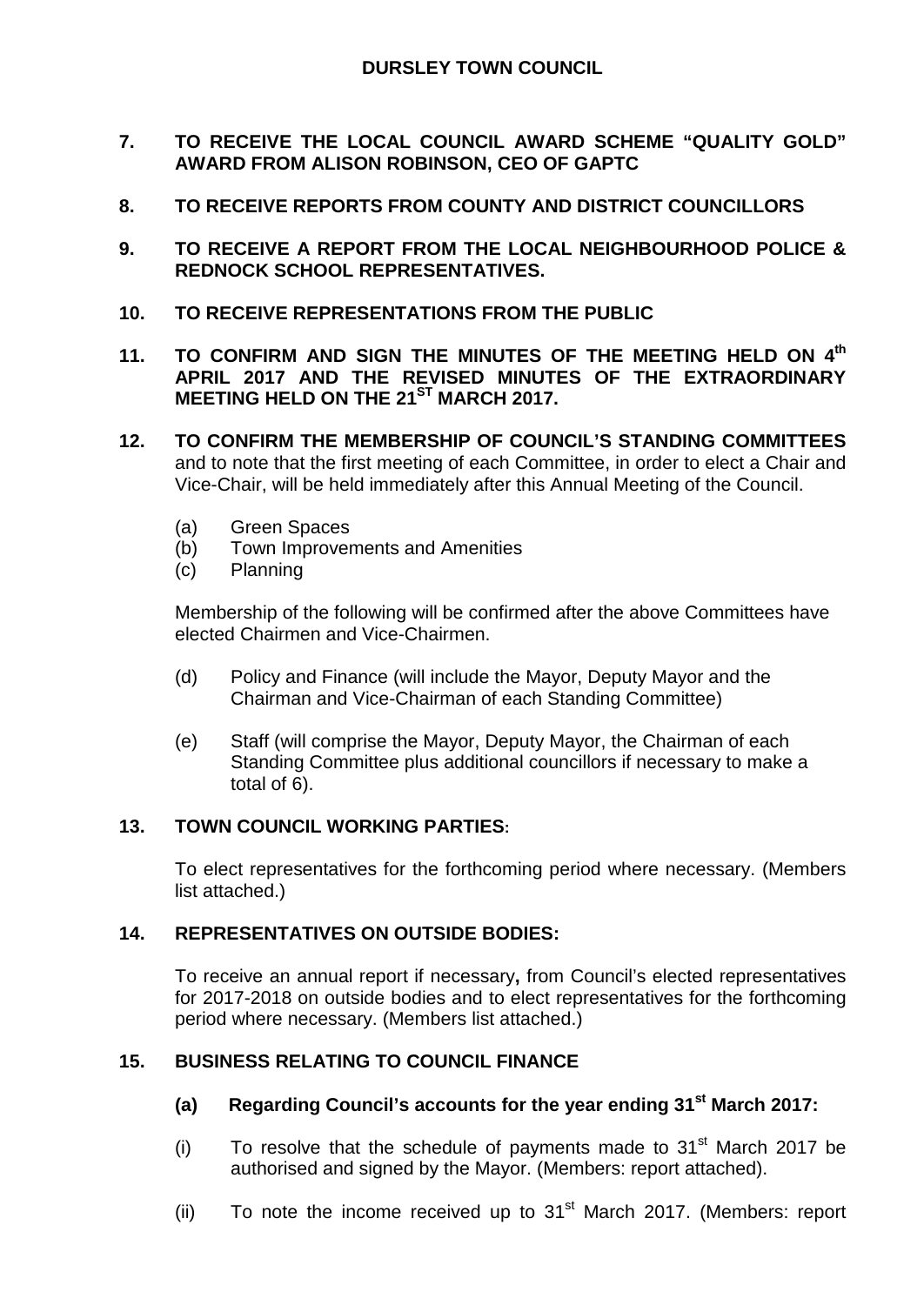# DURSLEY TOWN COUNCIL

**7. TO RECEIVE THE LOCAL COUNCIL AWARD SCHEME "QUALITY GOLD" AWARD FROM ALISON ROBINSON, CEO OF GAPTC**

**8. TO RECEIVE REPORTS FROM COUNTY AND DISTRICT COUNCILLORS**

**9. TO RECEIVE A REPORT FROM THE LOCAL NEIGHBOURHOOD POLICE & REDNOCK SCHOOL REPRESENTATIVES.**

**10. TO RECEIVE REPRESENTATIONS FROM THE PUBLIC**

**11. TO CONFIRM AND SIGN THE MINUTES OF THE MEETING HELD ON 4th APRIL 2017 AND THE REVISED MINUTES OF THE EXTRAORDINARY MEETING HELD ON THE 21ST MARCH 2017.**

**12. TO CONFIRM THE MEMBERSHIP OF COUNCIL'S STANDING COMMITTEES** and to note that the first meeting of each Committee, in order to elect a Chair and Vice-Chair, will be held immediately after this Annual Meeting of the Council.

(a) Green Spaces
(b) Town Improvements and Amenities
(c) Planning

Membership of the following will be confirmed after the above Committees have elected Chairmen and Vice-Chairmen.

(d) Policy and Finance (will include the Mayor, Deputy Mayor and the Chairman and Vice-Chairman of each Standing Committee)

(e) Staff (will comprise the Mayor, Deputy Mayor, the Chairman of each Standing Committee plus additional councillors if necessary to make a total of 6).

**13. TOWN COUNCIL WORKING PARTIES:**

To elect representatives for the forthcoming period where necessary. (Members list attached.)

**14. REPRESENTATIVES ON OUTSIDE BODIES:**

To receive an annual report if necessary**,** from Council's elected representatives for 2017-2018 on outside bodies and to elect representatives for the forthcoming period where necessary. (Members list attached.)

**15. BUSINESS RELATING TO COUNCIL FINANCE**

**(a) Regarding Council's accounts for the year ending 31st March 2017:**

(i) To resolve that the schedule of payments made to 31st March 2017 be authorised and signed by the Mayor. (Members: report attached).

(ii) To note the income received up to 31st March 2017. (Members: report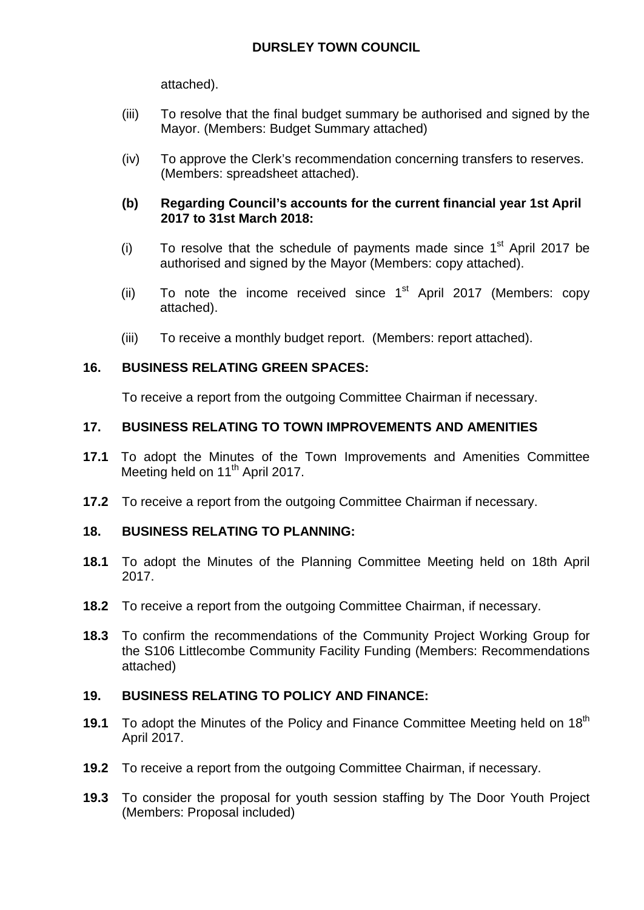attached).

(iii) To resolve that the final budget summary be authorised and signed by the Mayor. (Members: Budget Summary attached)

(iv) To approve the Clerk's recommendation concerning transfers to reserves. (Members: spreadsheet attached).

**(b) Regarding Council's accounts for the current financial year 1st April 2017 to 31st March 2018:**

(i) To resolve that the schedule of payments made since 1st April 2017 be authorised and signed by the Mayor (Members: copy attached).

(ii) To note the income received since 1st April 2017 (Members: copy attached).

(iii) To receive a monthly budget report. (Members: report attached).

**16. BUSINESS RELATING GREEN SPACES:**

To receive a report from the outgoing Committee Chairman if necessary.

**17. BUSINESS RELATING TO TOWN IMPROVEMENTS AND AMENITIES**

**17.1** To adopt the Minutes of the Town Improvements and Amenities Committee Meeting held on 11th April 2017.

**17.2** To receive a report from the outgoing Committee Chairman if necessary.

**18. BUSINESS RELATING TO PLANNING:**

**18.1** To adopt the Minutes of the Planning Committee Meeting held on 18th April 2017.

**18.2** To receive a report from the outgoing Committee Chairman, if necessary.

**18.3** To confirm the recommendations of the Community Project Working Group for the S106 Littlecombe Community Facility Funding (Members: Recommendations attached)

**19. BUSINESS RELATING TO POLICY AND FINANCE:**

**19.1** To adopt the Minutes of the Policy and Finance Committee Meeting held on 18th April 2017.

**19.2** To receive a report from the outgoing Committee Chairman, if necessary.

**19.3** To consider the proposal for youth session staffing by The Door Youth Project (Members: Proposal included)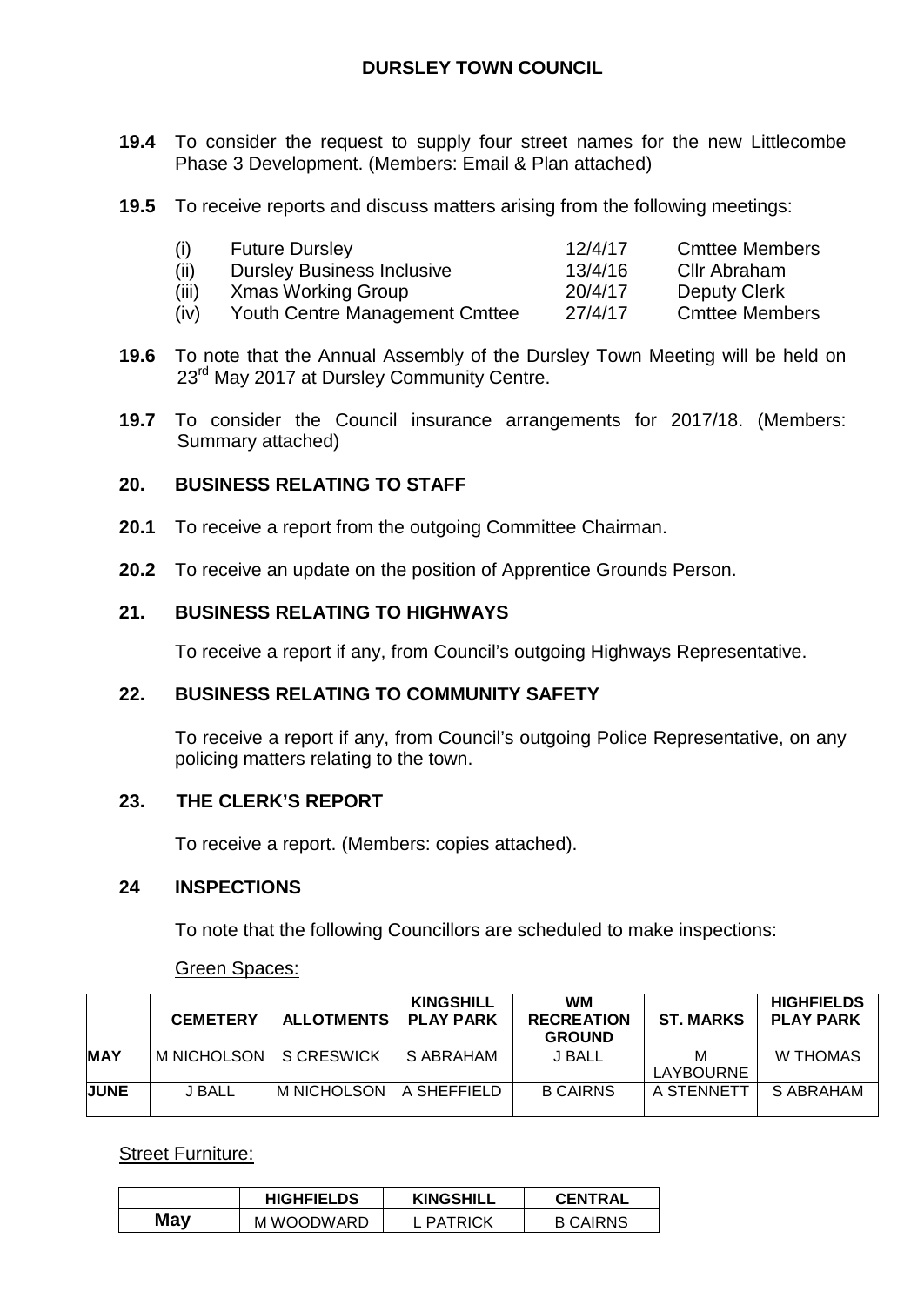**DURSLEY TOWN COUNCIL**

**19.4** To consider the request to supply four street names for the new Littlecombe Phase 3 Development. (Members: Email & Plan attached)

**19.5** To receive reports and discuss matters arising from the following meetings:

| | | | |
|---|---|---|---|
| (i) | Future Dursley | 12/4/17 | Cmttee Members |
| (ii) | Dursley Business Inclusive | 13/4/16 | Cllr Abraham |
| (iii) | Xmas Working Group | 20/4/17 | Deputy Clerk |
| (iv) | Youth Centre Management Cmttee | 27/4/17 | Cmttee Members |

**19.6** To note that the Annual Assembly of the Dursley Town Meeting will be held on 23rd May 2017 at Dursley Community Centre.

**19.7** To consider the Council insurance arrangements for 2017/18. (Members: Summary attached)

## 20. BUSINESS RELATING TO STAFF

**20.1** To receive a report from the outgoing Committee Chairman.

**20.2** To receive an update on the position of Apprentice Grounds Person.

## 21. BUSINESS RELATING TO HIGHWAYS

To receive a report if any, from Council's outgoing Highways Representative.

## 22. BUSINESS RELATING TO COMMUNITY SAFETY

To receive a report if any, from Council's outgoing Police Representative, on any policing matters relating to the town.

## 23. THE CLERK'S REPORT

To receive a report. (Members: copies attached).

## 24 INSPECTIONS

To note that the following Councillors are scheduled to make inspections:

Green Spaces:

| | CEMETERY | ALLOTMENTS | KINGSHILL PLAY PARK | WM RECREATION GROUND | ST. MARKS | HIGHFIELDS PLAY PARK |
|---|---|---|---|---|---|---|
| **MAY** | M NICHOLSON | S CRESWICK | S ABRAHAM | J BALL | M LAYBOURNE | W THOMAS |
| **JUNE** | J BALL | M NICHOLSON | A SHEFFIELD | B CAIRNS | A STENNETT | S ABRAHAM |

Street Furniture:

| | HIGHFIELDS | KINGSHILL | CENTRAL |
|---|---|---|---|
| **May** | M WOODWARD | L PATRICK | B CAIRNS |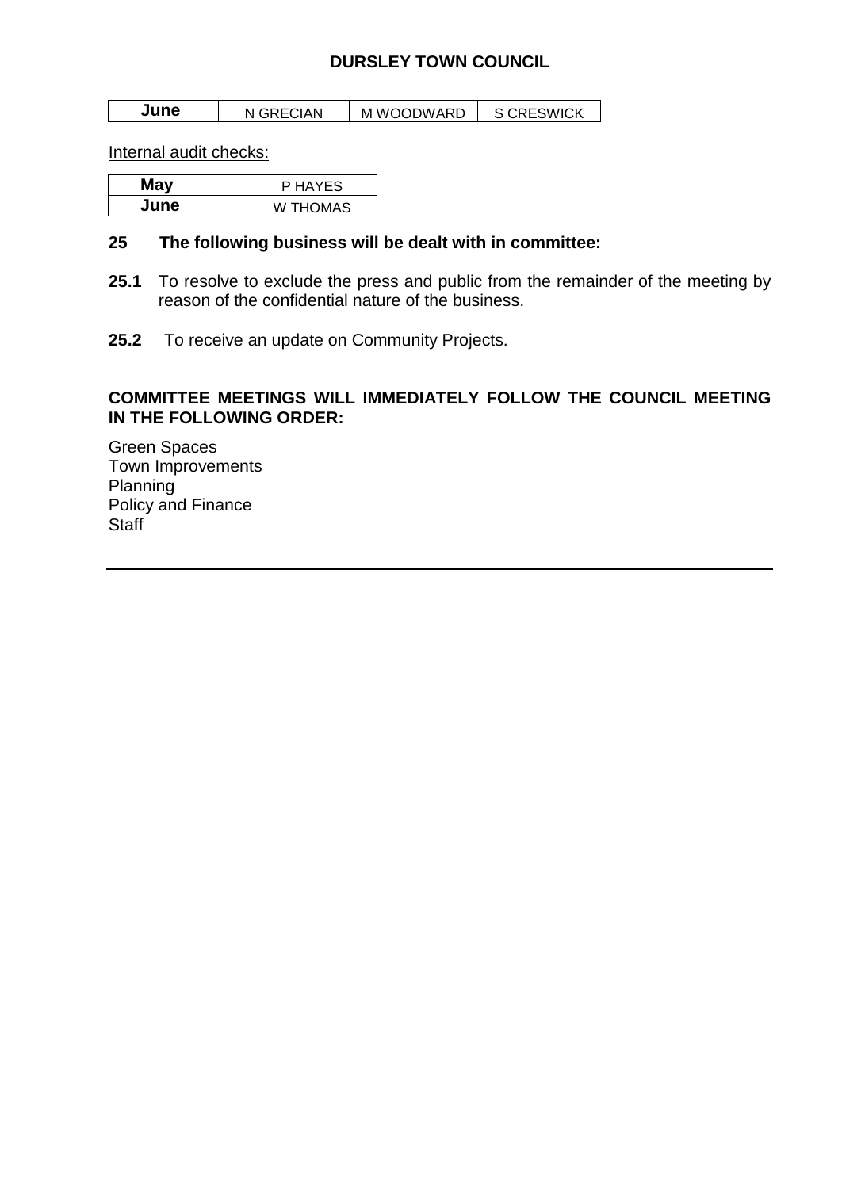**DURSLEY TOWN COUNCIL**

| | | | |
|---|---|---|---|
| **June** | N GRECIAN | M WOODWARD | S CRESWICK |

Internal audit checks:

| | |
|---|---|
| **May** | P HAYES |
| **June** | W THOMAS |

**25 The following business will be dealt with in committee:**

**25.1** To resolve to exclude the press and public from the remainder of the meeting by reason of the confidential nature of the business.

**25.2** To receive an update on Community Projects.

**COMMITTEE MEETINGS WILL IMMEDIATELY FOLLOW THE COUNCIL MEETING IN THE FOLLOWING ORDER:**

Green Spaces
Town Improvements
Planning
Policy and Finance
Staff